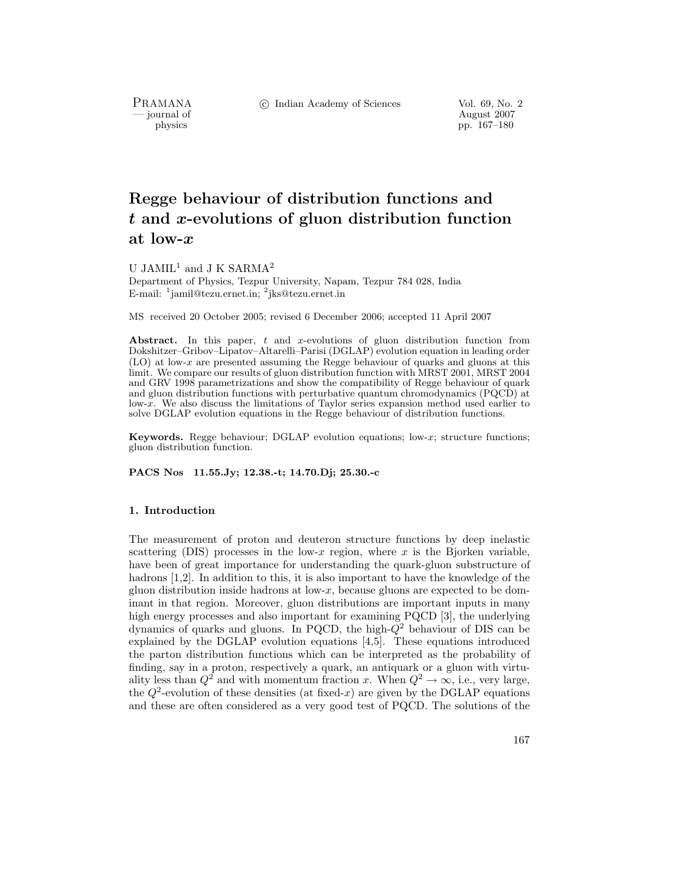# Regge behaviour of distribution functions and $t$ and $x$-evolutions of gluon distribution function at low-$x$

U JAMIL[1] and J K SARMA[2]

Department of Physics, Tezpur University, Napam, Tezpur 784 028, India
E-mail: [1]jamil@tezu.ernet.in; [2]jks@tezu.ernet.in

MS received 20 October 2005; revised 6 December 2006; accepted 11 April 2007

**Abstract.** In this paper, $t$ and $x$-evolutions of gluon distribution function from Dokshitzer–Gribov–Lipatov–Altarelli–Parisi (DGLAP) evolution equation in leading order (LO) at low-$x$ are presented assuming the Regge behaviour of quarks and gluons at this limit. We compare our results of gluon distribution function with MRST 2001, MRST 2004 and GRV 1998 parametrizations and show the compatibility of Regge behaviour of quark and gluon distribution functions with perturbative quantum chromodynamics (PQCD) at low-$x$. We also discuss the limitations of Taylor series expansion method used earlier to solve DGLAP evolution equations in the Regge behaviour of distribution functions.

**Keywords.** Regge behaviour; DGLAP evolution equations; low-$x$; structure functions; gluon distribution function.

**PACS Nos** 11.55.Jy; 12.38.-t; 14.70.Dj; 25.30.-c

## 1. Introduction

The measurement of proton and deuteron structure functions by deep inelastic scattering (DIS) processes in the low-$x$ region, where $x$ is the Bjorken variable, have been of great importance for understanding the quark-gluon substructure of hadrons [1,2]. In addition to this, it is also important to have the knowledge of the gluon distribution inside hadrons at low-$x$, because gluons are expected to be dominant in that region. Moreover, gluon distributions are important inputs in many high energy processes and also important for examining PQCD [3], the underlying dynamics of quarks and gluons. In PQCD, the high-$Q^2$ behaviour of DIS can be explained by the DGLAP evolution equations [4,5]. These equations introduced the parton distribution functions which can be interpreted as the probability of finding, say in a proton, respectively a quark, an antiquark or a gluon with virtuality less than $Q^2$ and with momentum fraction $x$. When $Q^2 \to \infty$, i.e., very large, the $Q^2$-evolution of these densities (at fixed-$x$) are given by the DGLAP equations and these are often considered as a very good test of PQCD. The solutions of the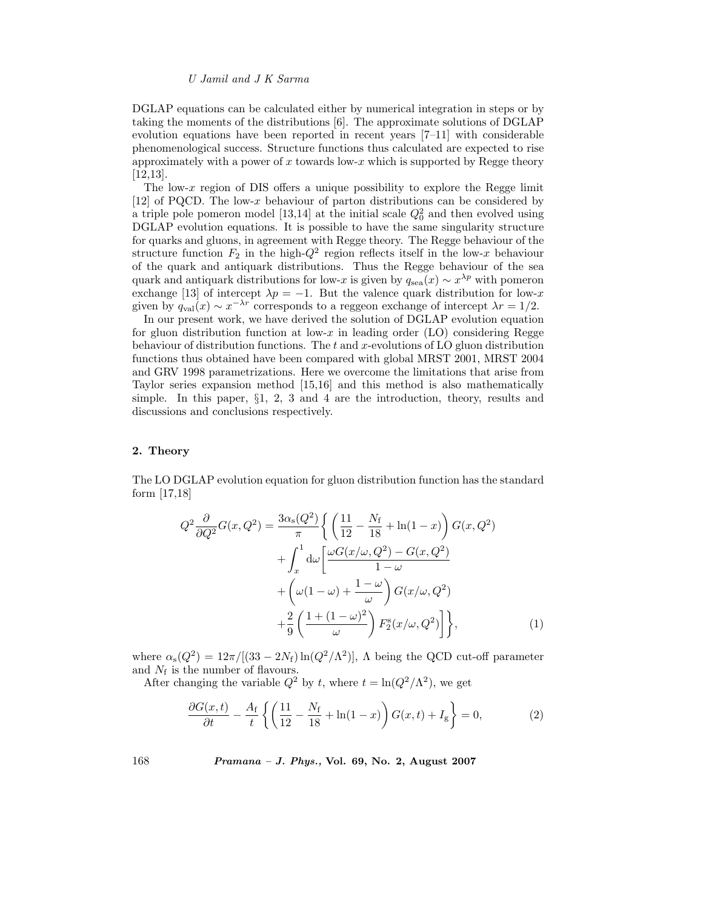DGLAP equations can be calculated either by numerical integration in steps or by taking the moments of the distributions [6]. The approximate solutions of DGLAP evolution equations have been reported in recent years [7–11] with considerable phenomenological success. Structure functions thus calculated are expected to rise approximately with a power of $x$ towards low-$x$ which is supported by Regge theory [12,13].

The low-$x$ region of DIS offers a unique possibility to explore the Regge limit [12] of PQCD. The low-$x$ behaviour of parton distributions can be considered by a triple pole pomeron model [13,14] at the initial scale $Q_0^2$ and then evolved using DGLAP evolution equations. It is possible to have the same singularity structure for quarks and gluons, in agreement with Regge theory. The Regge behaviour of the structure function $F_2$ in the high-$Q^2$ region reflects itself in the low-$x$ behaviour of the quark and antiquark distributions. Thus the Regge behaviour of the sea quark and antiquark distributions for low-$x$ is given by $q_{\text{sea}}(x) \sim x^{\lambda p}$ with pomeron exchange [13] of intercept $\lambda p = -1$. But the valence quark distribution for low-$x$ given by $q_{\text{val}}(x) \sim x^{-\lambda r}$ corresponds to a reggeon exchange of intercept $\lambda r = 1/2$.

In our present work, we have derived the solution of DGLAP evolution equation for gluon distribution function at low-$x$ in leading order (LO) considering Regge behaviour of distribution functions. The $t$ and $x$-evolutions of LO gluon distribution functions thus obtained have been compared with global MRST 2001, MRST 2004 and GRV 1998 parametrizations. Here we overcome the limitations that arise from Taylor series expansion method [15,16] and this method is also mathematically simple. In this paper, §1, 2, 3 and 4 are the introduction, theory, results and discussions and conclusions respectively.

## 2. Theory

The LO DGLAP evolution equation for gluon distribution function has the standard form [17,18]

$$
\begin{aligned}
Q^2 \frac{\partial}{\partial Q^2} G(x, Q^2) = \frac{3\alpha_{\text{s}}(Q^2)}{\pi} \Bigg\{ & \left( \frac{11}{12} - \frac{N_{\text{f}}}{18} + \ln(1-x) \right) G(x, Q^2) \\
& + \int_x^1 \mathrm{d}\omega \Bigg[ \frac{\omega G(x/\omega, Q^2) - G(x, Q^2)}{1-\omega} \\
& + \left( \omega(1-\omega) + \frac{1-\omega}{\omega} \right) G(x/\omega, Q^2) \\
& + \frac{2}{9} \left( \frac{1 + (1-\omega)^2}{\omega} \right) F_2^{\text{s}}(x/\omega, Q^2) \Bigg] \Bigg\},
\end{aligned} \tag{1}
$$

where $\alpha_{\text{s}}(Q^2) = 12\pi/[(33 - 2N_{\text{f}}) \ln(Q^2/\Lambda^2)]$, $\Lambda$ being the QCD cut-off parameter and $N_{\text{f}}$ is the number of flavours.

After changing the variable $Q^2$ by $t$, where $t = \ln(Q^2/\Lambda^2)$, we get

$$
\frac{\partial G(x,t)}{\partial t} - \frac{A_{\text{f}}}{t} \left\{ \left( \frac{11}{12} - \frac{N_{\text{f}}}{18} + \ln(1-x) \right) G(x,t) + I_{\text{g}} \right\} = 0, \tag{2}
$$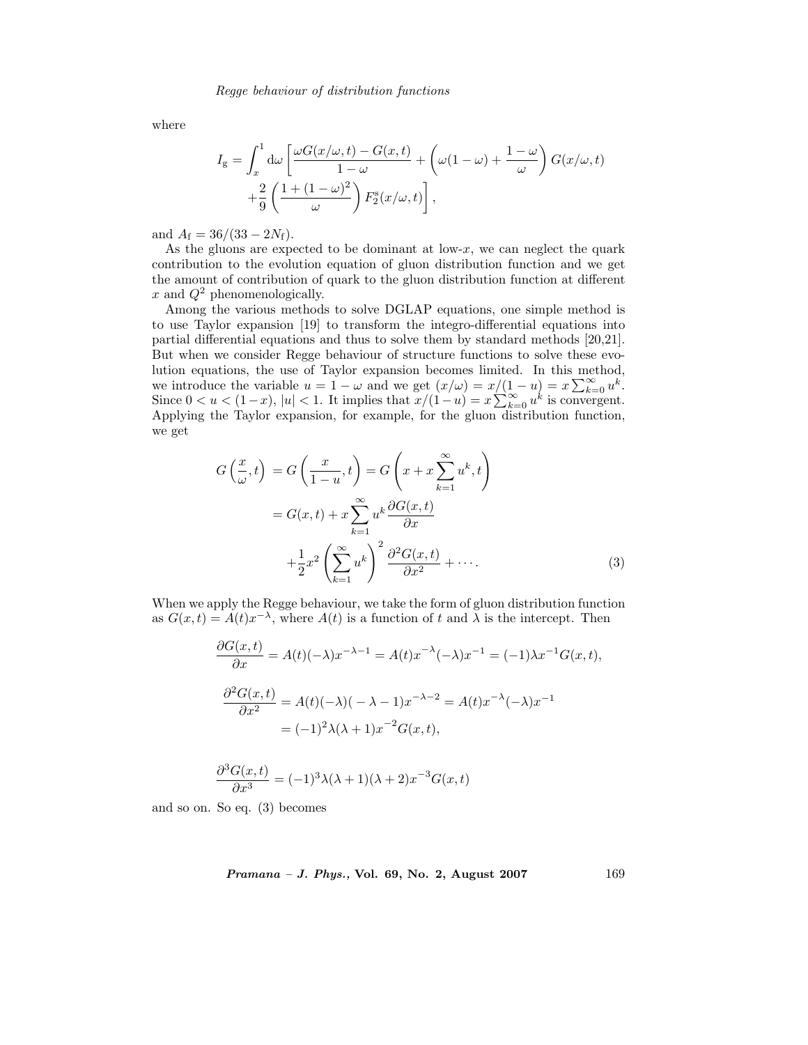where

$$
\begin{aligned}
I_{\mathrm{g}} = \int_x^1 \mathrm{d}\omega \left[ \frac{\omega G(x/\omega,t) - G(x,t)}{1-\omega} + \left( \omega(1-\omega) + \frac{1-\omega}{\omega} \right) G(x/\omega,t) \right. \\
\left. + \frac{2}{9} \left( \frac{1+(1-\omega)^2}{\omega} \right) F_2^{\mathrm{s}}(x/\omega,t) \right],
\end{aligned}
$$

and $A_{\mathrm{f}} = 36/(33-2N_{\mathrm{f}})$.

As the gluons are expected to be dominant at low-$x$, we can neglect the quark contribution to the evolution equation of gluon distribution function and we get the amount of contribution of quark to the gluon distribution function at different $x$ and $Q^2$ phenomenologically.

Among the various methods to solve DGLAP equations, one simple method is to use Taylor expansion [19] to transform the integro-differential equations into partial differential equations and thus to solve them by standard methods [20,21]. But when we consider Regge behaviour of structure functions to solve these evolution equations, the use of Taylor expansion becomes limited. In this method, we introduce the variable $u = 1-\omega$ and we get $(x/\omega) = x/(1-u) = x\sum_{k=0}^{\infty} u^k$. Since $0 < u < (1-x)$, $|u| < 1$. It implies that $x/(1-u) = x\sum_{k=0}^{\infty} u^k$ is convergent. Applying the Taylor expansion, for example, for the gluon distribution function, we get

$$
\begin{aligned}
G\left(\frac{x}{\omega},t\right) &= G\left(\frac{x}{1-u},t\right) = G\left(x + x\sum_{k=1}^{\infty} u^k, t\right) \\
&= G(x,t) + x\sum_{k=1}^{\infty} u^k \frac{\partial G(x,t)}{\partial x} \\
&\quad + \frac{1}{2}x^2 \left(\sum_{k=1}^{\infty} u^k\right)^2 \frac{\partial^2 G(x,t)}{\partial x^2} + \cdots .
\end{aligned}
\tag{3}
$$

When we apply the Regge behaviour, we take the form of gluon distribution function as $G(x,t) = A(t)x^{-\lambda}$, where $A(t)$ is a function of $t$ and $\lambda$ is the intercept. Then

$$
\frac{\partial G(x,t)}{\partial x} = A(t)(-\lambda)x^{-\lambda-1} = A(t)x^{-\lambda}(-\lambda)x^{-1} = (-1)\lambda x^{-1} G(x,t),
$$

$$
\begin{aligned}
\frac{\partial^2 G(x,t)}{\partial x^2} &= A(t)(-\lambda)(-\lambda-1)x^{-\lambda-2} = A(t)x^{-\lambda}(-\lambda)x^{-1} \\
&= (-1)^2\lambda(\lambda+1)x^{-2} G(x,t),
\end{aligned}
$$

$$
\frac{\partial^3 G(x,t)}{\partial x^3} = (-1)^3\lambda(\lambda+1)(\lambda+2)x^{-3} G(x,t)
$$

and so on. So eq. (3) becomes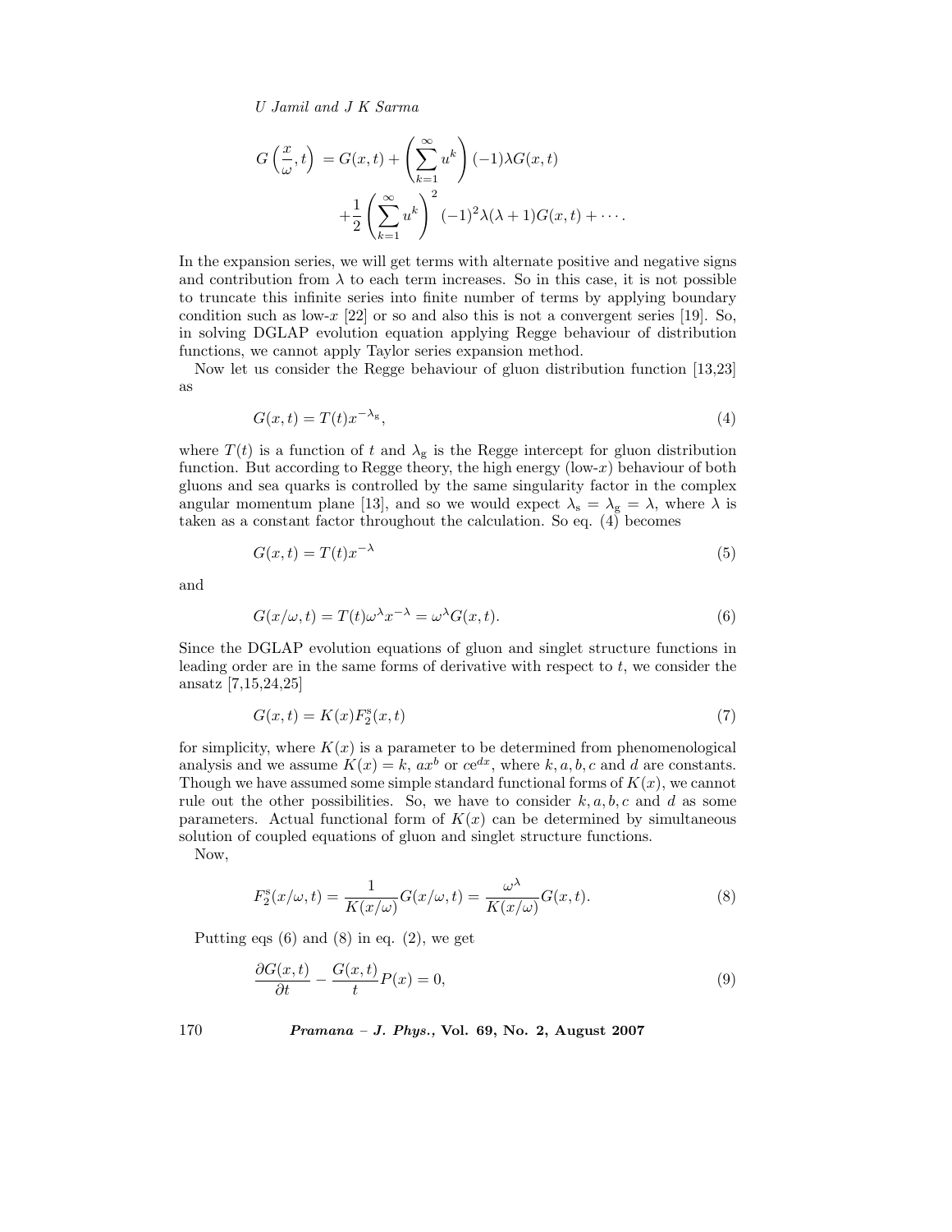$$
G\left(\frac{x}{\omega},t\right) = G(x,t) + \left(\sum_{k=1}^{\infty} u^k\right)(-1)\lambda G(x,t) + \frac{1}{2}\left(\sum_{k=1}^{\infty} u^k\right)^2 (-1)^2\lambda(\lambda+1)G(x,t) + \cdots .
$$

In the expansion series, we will get terms with alternate positive and negative signs and contribution from $\lambda$ to each term increases. So in this case, it is not possible to truncate this infinite series into finite number of terms by applying boundary condition such as low-$x$ [22] or so and also this is not a convergent series [19]. So, in solving DGLAP evolution equation applying Regge behaviour of distribution functions, we cannot apply Taylor series expansion method.

Now let us consider the Regge behaviour of gluon distribution function [13,23] as

$$
G(x,t) = T(t)x^{-\lambda_{\mathrm{g}}}, \tag{4}
$$

where $T(t)$ is a function of $t$ and $\lambda_{\mathrm{g}}$ is the Regge intercept for gluon distribution function. But according to Regge theory, the high energy (low-$x$) behaviour of both gluons and sea quarks is controlled by the same singularity factor in the complex angular momentum plane [13], and so we would expect $\lambda_{\mathrm{s}} = \lambda_{\mathrm{g}} = \lambda$, where $\lambda$ is taken as a constant factor throughout the calculation. So eq. (4) becomes

$$
G(x,t) = T(t)x^{-\lambda} \tag{5}
$$

and

$$
G(x/\omega,t) = T(t)\omega^{\lambda}x^{-\lambda} = \omega^{\lambda}G(x,t). \tag{6}
$$

Since the DGLAP evolution equations of gluon and singlet structure functions in leading order are in the same forms of derivative with respect to $t$, we consider the ansatz [7,15,24,25]

$$
G(x,t) = K(x)F_2^{\mathrm{s}}(x,t) \tag{7}
$$

for simplicity, where $K(x)$ is a parameter to be determined from phenomenological analysis and we assume $K(x) = k$, $ax^b$ or $ce^{dx}$, where $k, a, b, c$ and $d$ are constants. Though we have assumed some simple standard functional forms of $K(x)$, we cannot rule out the other possibilities. So, we have to consider $k, a, b, c$ and $d$ as some parameters. Actual functional form of $K(x)$ can be determined by simultaneous solution of coupled equations of gluon and singlet structure functions.

Now,

$$
F_2^{\mathrm{s}}(x/\omega,t) = \frac{1}{K(x/\omega)}G(x/\omega,t) = \frac{\omega^{\lambda}}{K(x/\omega)}G(x,t). \tag{8}
$$

Putting eqs (6) and (8) in eq. (2), we get

$$
\frac{\partial G(x,t)}{\partial t} - \frac{G(x,t)}{t}P(x) = 0, \tag{9}
$$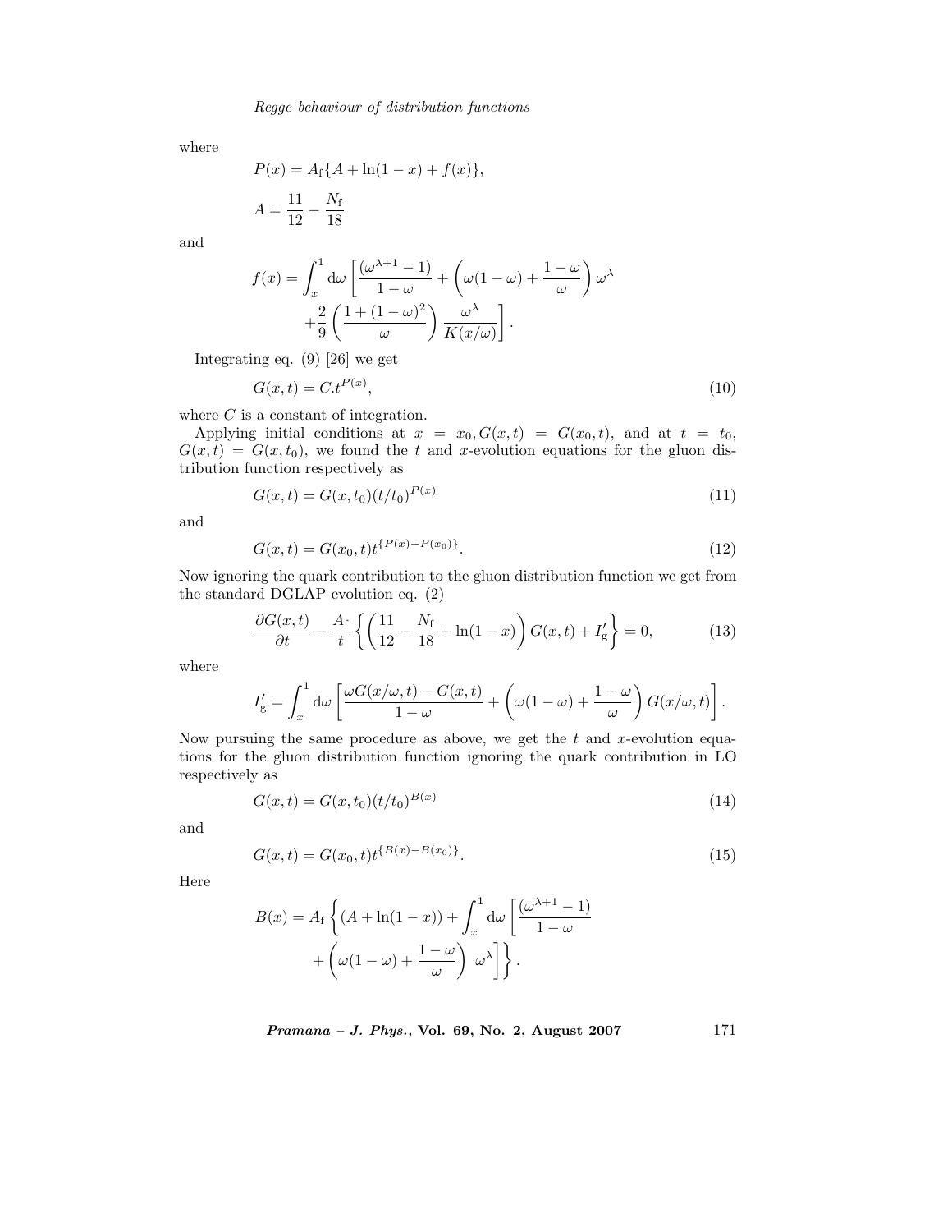where

$$P(x) = A_{\mathrm{f}}\{A + \ln(1-x) + f(x)\},$$

$$A = \frac{11}{12} - \frac{N_{\mathrm{f}}}{18}$$

and

$$f(x) = \int_x^1 \mathrm{d}\omega \left[ \frac{(\omega^{\lambda+1} - 1)}{1-\omega} + \left( \omega(1-\omega) + \frac{1-\omega}{\omega} \right) \omega^{\lambda} + \frac{2}{9} \left( \frac{1 + (1-\omega)^2}{\omega} \right) \frac{\omega^{\lambda}}{K(x/\omega)} \right].$$

Integrating eq. (9) [26] we get

$$G(x,t) = C.t^{P(x)}, \tag{10}$$

where $C$ is a constant of integration.

Applying initial conditions at $x = x_0, G(x,t) = G(x_0,t)$, and at $t = t_0$, $G(x,t) = G(x,t_0)$, we found the $t$ and $x$-evolution equations for the gluon distribution function respectively as

$$G(x,t) = G(x,t_0)(t/t_0)^{P(x)} \tag{11}$$

and

$$G(x,t) = G(x_0,t)t^{\{P(x)-P(x_0)\}}. \tag{12}$$

Now ignoring the quark contribution to the gluon distribution function we get from the standard DGLAP evolution eq. (2)

$$\frac{\partial G(x,t)}{\partial t} - \frac{A_{\mathrm{f}}}{t} \left\{ \left( \frac{11}{12} - \frac{N_{\mathrm{f}}}{18} + \ln(1-x) \right) G(x,t) + I'_{\mathrm{g}} \right\} = 0, \tag{13}$$

where

$$I'_{\mathrm{g}} = \int_x^1 \mathrm{d}\omega \left[ \frac{\omega G(x/\omega,t) - G(x,t)}{1-\omega} + \left( \omega(1-\omega) + \frac{1-\omega}{\omega} \right) G(x/\omega,t) \right].$$

Now pursuing the same procedure as above, we get the $t$ and $x$-evolution equations for the gluon distribution function ignoring the quark contribution in LO respectively as

$$G(x,t) = G(x,t_0)(t/t_0)^{B(x)} \tag{14}$$

and

$$G(x,t) = G(x_0,t)t^{\{B(x)-B(x_0)\}}. \tag{15}$$

Here

$$B(x) = A_{\mathrm{f}} \left\{ (A + \ln(1-x)) + \int_x^1 \mathrm{d}\omega \left[ \frac{(\omega^{\lambda+1} - 1)}{1-\omega} + \left( \omega(1-\omega) + \frac{1-\omega}{\omega} \right) \omega^{\lambda} \right] \right\}.$$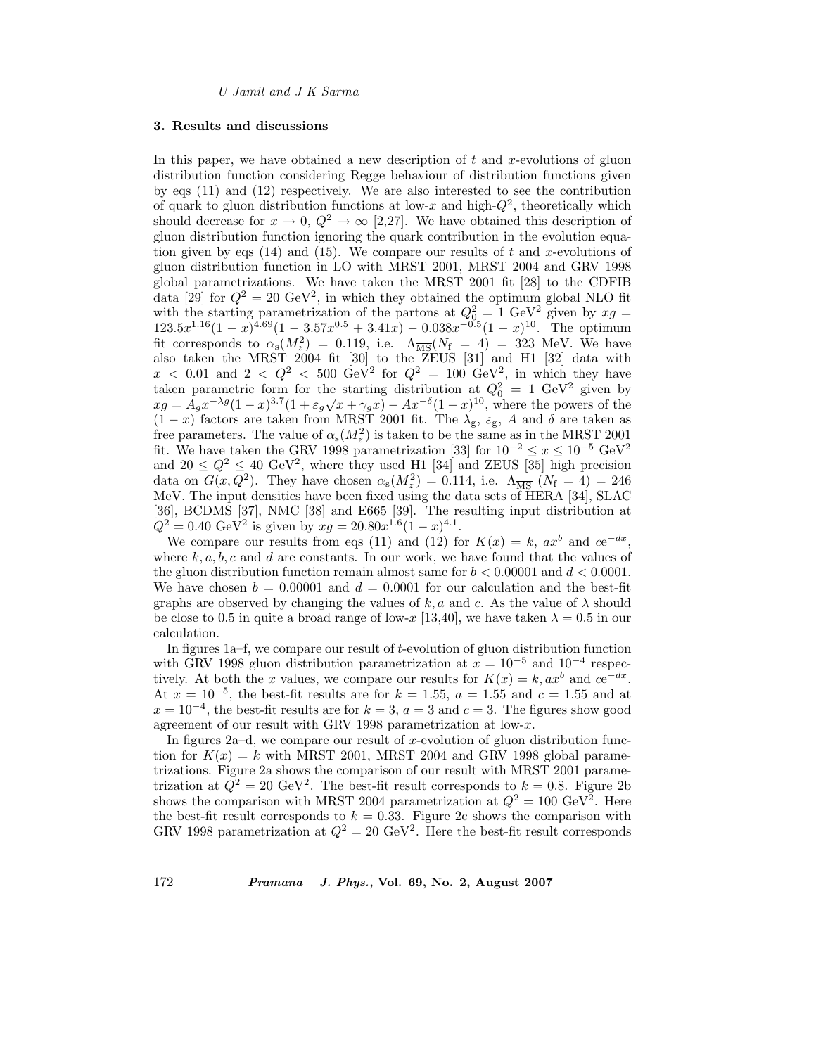### 3. Results and discussions

In this paper, we have obtained a new description of $t$ and $x$-evolutions of gluon distribution function considering Regge behaviour of distribution functions given by eqs (11) and (12) respectively. We are also interested to see the contribution of quark to gluon distribution functions at low-$x$ and high-$Q^2$, theoretically which should decrease for $x \to 0$, $Q^2 \to \infty$ [2,27]. We have obtained this description of gluon distribution function ignoring the quark contribution in the evolution equation given by eqs (14) and (15). We compare our results of $t$ and $x$-evolutions of gluon distribution function in LO with MRST 2001, MRST 2004 and GRV 1998 global parametrizations. We have taken the MRST 2001 fit [28] to the CDFIB data [29] for $Q^2 = 20$ GeV$^2$, in which they obtained the optimum global NLO fit with the starting parametrization of the partons at $Q_0^2 = 1$ GeV$^2$ given by $xg = 123.5x^{1.16}(1-x)^{4.69}(1 - 3.57x^{0.5} + 3.41x) - 0.038x^{-0.5}(1-x)^{10}$. The optimum fit corresponds to $\alpha_s(M_z^2) = 0.119$, i.e. $\Lambda_{\overline{\rm MS}}(N_f = 4) = 323$ MeV. We have also taken the MRST 2004 fit [30] to the ZEUS [31] and H1 [32] data with $x < 0.01$ and $2 < Q^2 < 500$ GeV$^2$ for $Q^2 = 100$ GeV$^2$, in which they have taken parametric form for the starting distribution at $Q_0^2 = 1$ GeV$^2$ given by $xg = A_g x^{-\lambda g}(1-x)^{3.7}(1 + \varepsilon_g\sqrt{x} + \gamma_g x) - Ax^{-\delta}(1-x)^{10}$, where the powers of the $(1-x)$ factors are taken from MRST 2001 fit. The $\lambda_g$, $\varepsilon_g$, $A$ and $\delta$ are taken as free parameters. The value of $\alpha_s(M_z^2)$ is taken to be the same as in the MRST 2001 fit. We have taken the GRV 1998 parametrization [33] for $10^{-2} \le x \le 10^{-5}$ GeV$^2$ and $20 \le Q^2 \le 40$ GeV$^2$, where they used H1 [34] and ZEUS [35] high precision data on $G(x, Q^2)$. They have chosen $\alpha_s(M_z^2) = 0.114$, i.e. $\Lambda_{\overline{\rm MS}}$ $(N_f = 4) = 246$ MeV. The input densities have been fixed using the data sets of HERA [34], SLAC [36], BCDMS [37], NMC [38] and E665 [39]. The resulting input distribution at $Q^2 = 0.40$ GeV$^2$ is given by $xg = 20.80x^{1.6}(1-x)^{4.1}$.

We compare our results from eqs (11) and (12) for $K(x) = k$, $ax^b$ and $ce^{-dx}$, where $k, a, b, c$ and $d$ are constants. In our work, we have found that the values of the gluon distribution function remain almost same for $b < 0.00001$ and $d < 0.0001$. We have chosen $b = 0.00001$ and $d = 0.0001$ for our calculation and the best-fit graphs are observed by changing the values of $k, a$ and $c$. As the value of $\lambda$ should be close to 0.5 in quite a broad range of low-$x$ [13,40], we have taken $\lambda = 0.5$ in our calculation.

In figures 1a–f, we compare our result of $t$-evolution of gluon distribution function with GRV 1998 gluon distribution parametrization at $x = 10^{-5}$ and $10^{-4}$ respectively. At both the $x$ values, we compare our results for $K(x) = k, ax^b$ and $ce^{-dx}$. At $x = 10^{-5}$, the best-fit results are for $k = 1.55$, $a = 1.55$ and $c = 1.55$ and at $x = 10^{-4}$, the best-fit results are for $k = 3$, $a = 3$ and $c = 3$. The figures show good agreement of our result with GRV 1998 parametrization at low-$x$.

In figures 2a–d, we compare our result of $x$-evolution of gluon distribution function for $K(x) = k$ with MRST 2001, MRST 2004 and GRV 1998 global parametrizations. Figure 2a shows the comparison of our result with MRST 2001 parametrization at $Q^2 = 20$ GeV$^2$. The best-fit result corresponds to $k = 0.8$. Figure 2b shows the comparison with MRST 2004 parametrization at $Q^2 = 100$ GeV$^2$. Here the best-fit result corresponds to $k = 0.33$. Figure 2c shows the comparison with GRV 1998 parametrization at $Q^2 = 20$ GeV$^2$. Here the best-fit result corresponds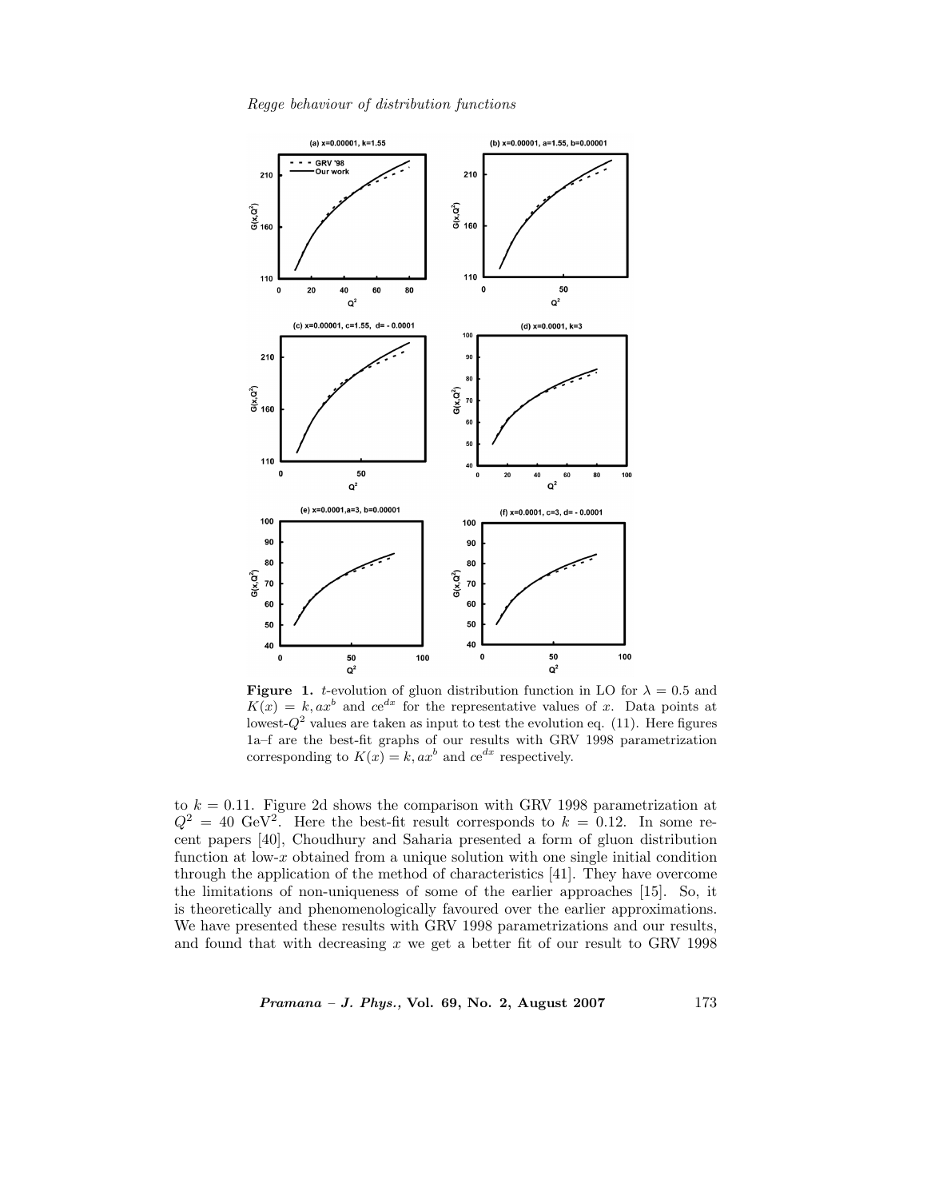**Figure 1.** $t$-evolution of gluon distribution function in LO for $\lambda = 0.5$ and $K(x) = k, ax^b$ and $ce^{dx}$ for the representative values of $x$. Data points at lowest-$Q^2$ values are taken as input to test the evolution eq. (11). Here figures 1a–f are the best-fit graphs of our results with GRV 1998 parametrization corresponding to $K(x) = k, ax^b$ and $ce^{dx}$ respectively.

to $k = 0.11$. Figure 2d shows the comparison with GRV 1998 parametrization at $Q^2 = 40$ GeV$^2$. Here the best-fit result corresponds to $k = 0.12$. In some recent papers [40], Choudhury and Saharia presented a form of gluon distribution function at low-$x$ obtained from a unique solution with one single initial condition through the application of the method of characteristics [41]. They have overcome the limitations of non-uniqueness of some of the earlier approaches [15]. So, it is theoretically and phenomenologically favoured over the earlier approximations. We have presented these results with GRV 1998 parametrizations and our results, and found that with decreasing $x$ we get a better fit of our result to GRV 1998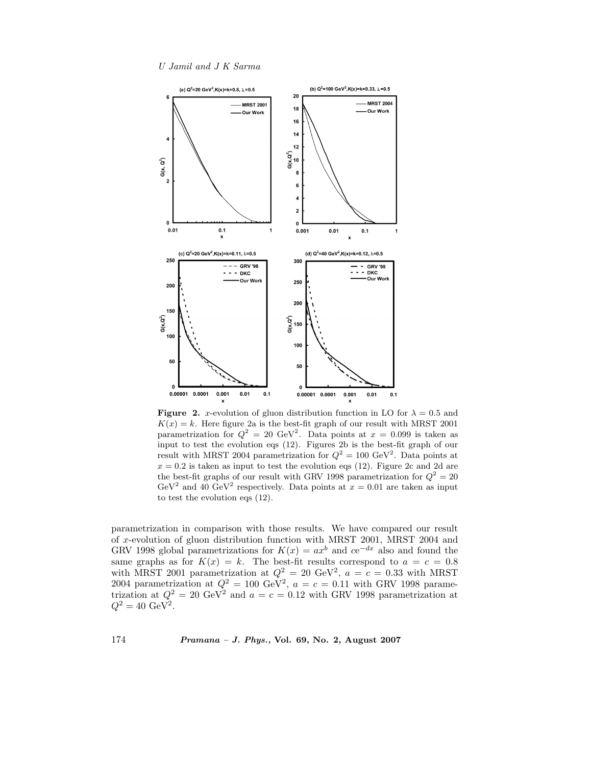**Figure 2.** $x$-evolution of gluon distribution function in LO for $\lambda = 0.5$ and $K(x) = k$. Here figure 2a is the best-fit graph of our result with MRST 2001 parametrization for $Q^2 = 20$ GeV$^2$. Data points at $x = 0.099$ is taken as input to test the evolution eqs (12). Figures 2b is the best-fit graph of our result with MRST 2004 parametrization for $Q^2 = 100$ GeV$^2$. Data points at $x = 0.2$ is taken as input to test the evolution eqs (12). Figure 2c and 2d are the best-fit graphs of our result with GRV 1998 parametrization for $Q^2 = 20$ GeV$^2$ and 40 GeV$^2$ respectively. Data points at $x = 0.01$ are taken as input to test the evolution eqs (12).

parametrization in comparison with those results. We have compared our result of $x$-evolution of gluon distribution function with MRST 2001, MRST 2004 and GRV 1998 global parametrizations for $K(x) = ax^b$ and $ce^{-dx}$ also and found the same graphs as for $K(x) = k$. The best-fit results correspond to $a = c = 0.8$ with MRST 2001 parametrization at $Q^2 = 20$ GeV$^2$, $a = c = 0.33$ with MRST 2004 parametrization at $Q^2 = 100$ GeV$^2$, $a = c = 0.11$ with GRV 1998 parametrization at $Q^2 = 20$ GeV$^2$ and $a = c = 0.12$ with GRV 1998 parametrization at $Q^2 = 40$ GeV$^2$.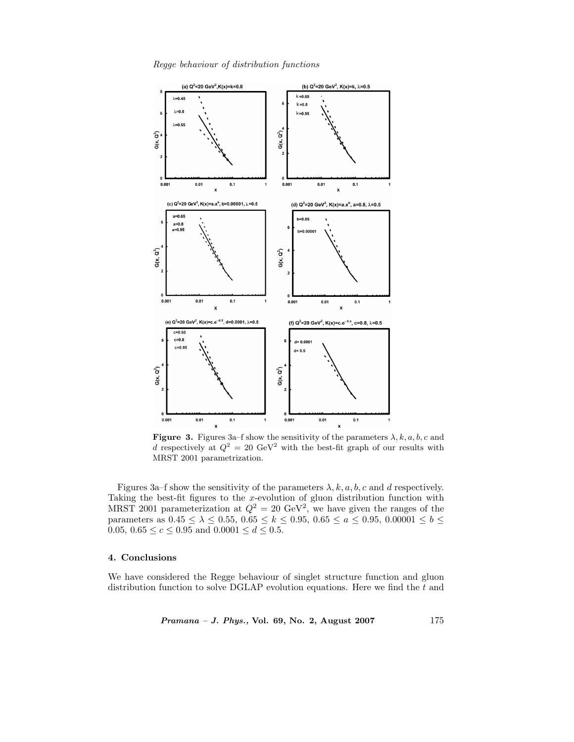**Figure 3.** Figures 3a–f show the sensitivity of the parameters $\lambda, k, a, b, c$ and $d$ respectively at $Q^2 = 20$ GeV$^2$ with the best-fit graph of our results with MRST 2001 parametrization.

Figures 3a–f show the sensitivity of the parameters $\lambda, k, a, b, c$ and $d$ respectively. Taking the best-fit figures to the $x$-evolution of gluon distribution function with MRST 2001 parameterization at $Q^2 = 20$ GeV$^2$, we have given the ranges of the parameters as $0.45 \leq \lambda \leq 0.55$, $0.65 \leq k \leq 0.95$, $0.65 \leq a \leq 0.95$, $0.00001 \leq b \leq 0.05$, $0.65 \leq c \leq 0.95$ and $0.0001 \leq d \leq 0.5$.

## 4. Conclusions

We have considered the Regge behaviour of singlet structure function and gluon distribution function to solve DGLAP evolution equations. Here we find the $t$ and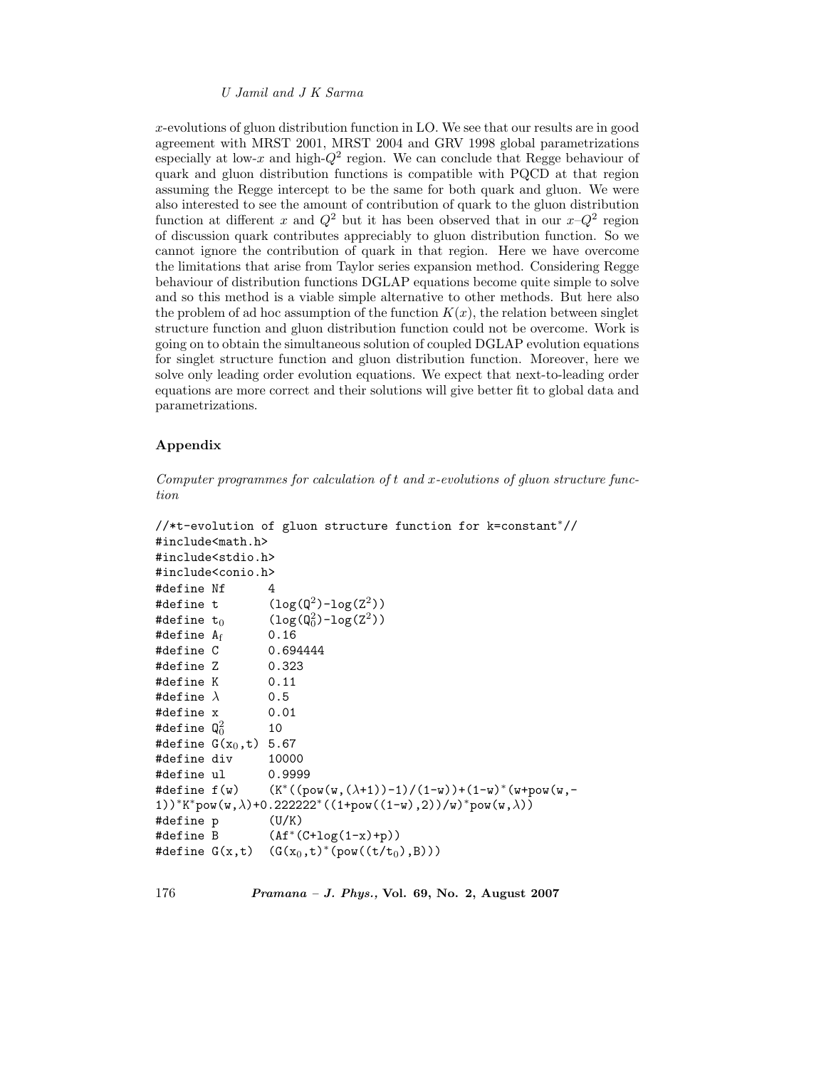$x$-evolutions of gluon distribution function in LO. We see that our results are in good agreement with MRST 2001, MRST 2004 and GRV 1998 global parametrizations especially at low-$x$ and high-$Q^2$ region. We can conclude that Regge behaviour of quark and gluon distribution functions is compatible with PQCD at that region assuming the Regge intercept to be the same for both quark and gluon. We were also interested to see the amount of contribution of quark to the gluon distribution function at different $x$ and $Q^2$ but it has been observed that in our $x$–$Q^2$ region of discussion quark contributes appreciably to gluon distribution function. So we cannot ignore the contribution of quark in that region. Here we have overcome the limitations that arise from Taylor series expansion method. Considering Regge behaviour of distribution functions DGLAP equations become quite simple to solve and so this method is a viable simple alternative to other methods. But here also the problem of ad hoc assumption of the function $K(x)$, the relation between singlet structure function and gluon distribution function could not be overcome. Work is going on to obtain the simultaneous solution of coupled DGLAP evolution equations for singlet structure function and gluon distribution function. Moreover, here we solve only leading order evolution equations. We expect that next-to-leading order equations are more correct and their solutions will give better fit to global data and parametrizations.

## Appendix

*Computer programmes for calculation of t and x-evolutions of gluon structure function*

```
//*t-evolution of gluon structure function for k=constant*//
#include<math.h>
#include<stdio.h>
#include<conio.h>
#define Nf      4
#define t       (log(Q²)-log(Z²))
#define t₀      (log(Q₀²)-log(Z²))
#define Af      0.16
#define C       0.694444
#define Z       0.323
#define K       0.11
#define λ       0.5
#define x       0.01
#define Q₀²     10
#define G(x₀,t) 5.67
#define div     10000
#define ul      0.9999
#define f(w)    (K*((pow(w,(λ+1))-1)/(1-w))+(1-w)*(w+pow(w,-
1))*K*pow(w,λ)+0.222222*((1+pow((1-w),2))/w)*pow(w,λ))
#define p       (U/K)
#define B       (Af*(C+log(1-x)+p))
#define G(x,t)  (G(x₀,t)*(pow((t/t₀),B)))
```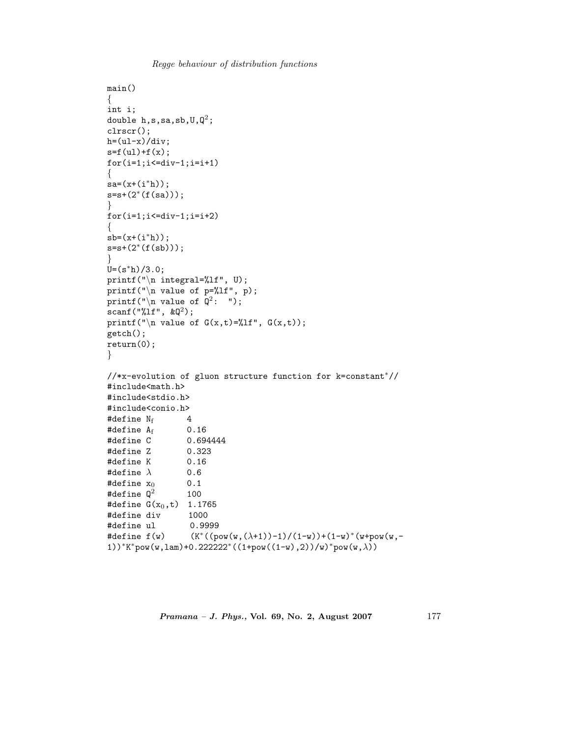```
main()
{
int i;
double h,s,sa,sb,U,Q²;
clrscr();
h=(ul-x)/div;
s=f(ul)+f(x);
for(i=1;i<=div-1;i=i+1)
{
sa=(x+(i*h));
s=s+(2*(f(sa)));
}
for(i=1;i<=div-1;i=i+2)
{
sb=(x+(i*h));
s=s+(2*(f(sb)));
}
U=(s*h)/3.0;
printf("\n integral=%lf", U);
printf("\n value of p=%lf", p);
printf("\n value of Q²:  ");
scanf("%lf", &Q²);
printf("\n value of G(x,t)=%lf", G(x,t));
getch();
return(0);
}

//*x-evolution of gluon structure function for k=constant*//
#include<math.h>
#include<stdio.h>
#include<conio.h>
#define Nf       4
#define Af       0.16
#define C        0.694444
#define Z        0.323
#define K        0.16
#define λ        0.6
#define x0       0.1
#define Q²       100
#define G(x0,t)  1.1765
#define div      1000
#define ul       0.9999
#define f(w)     (K*((pow(w,(λ+1))-1)/(1-w))+(1-w)*(w+pow(w,-
1))*K*pow(w,lam)+0.222222*((1+pow((1-w),2))/w)*pow(w,λ))
```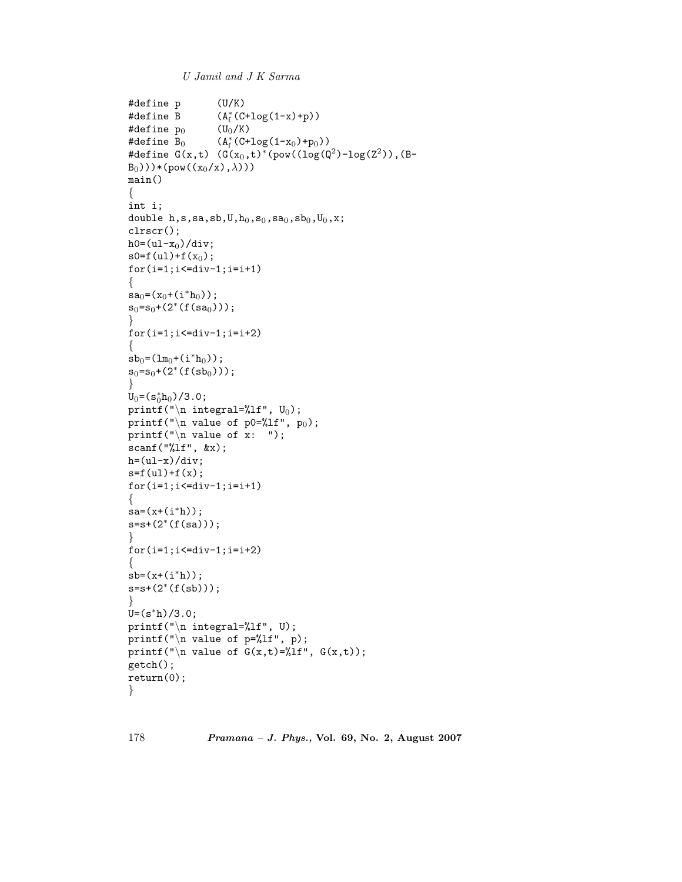```
#define p       (U/K)
#define B       (A_f^*(C+log(1-x)+p))
#define p0      (U0/K)
#define B0      (A_f^*(C+log(1-x0)+p0))
#define G(x,t)  (G(x0,t)*(pow((log(Q^2)-log(Z^2)),(B-
B0)))*(pow((x0/x),λ)))
main()
{
int i;
double h,s,sa,sb,U,h0,s0,sa0,sb0,U0,x;
clrscr();
h0=(ul-x0)/div;
s0=f(ul)+f(x0);
for(i=1;i<=div-1;i=i+1)
{
sa0=(x0+(i*h0));
s0=s0+(2*(f(sa0)));
}
for(i=1;i<=div-1;i=i+2)
{
sb0=(lm0+(i*h0));
s0=s0+(2*(f(sb0)));
}
U0=(s0*h0)/3.0;
printf("\n integral=%lf", U0);
printf("\n value of p0=%lf", p0);
printf("\n value of x:  ");
scanf("%lf", &x);
h=(ul-x)/div;
s=f(ul)+f(x);
for(i=1;i<=div-1;i=i+1)
{
sa=(x+(i*h));
s=s+(2*(f(sa)));
}
for(i=1;i<=div-1;i=i+2)
{
sb=(x+(i*h));
s=s+(2*(f(sb)));
}
U=(s*h)/3.0;
printf("\n integral=%lf", U);
printf("\n value of p=%lf", p);
printf("\n value of G(x,t)=%lf", G(x,t));
getch();
return(0);
}
```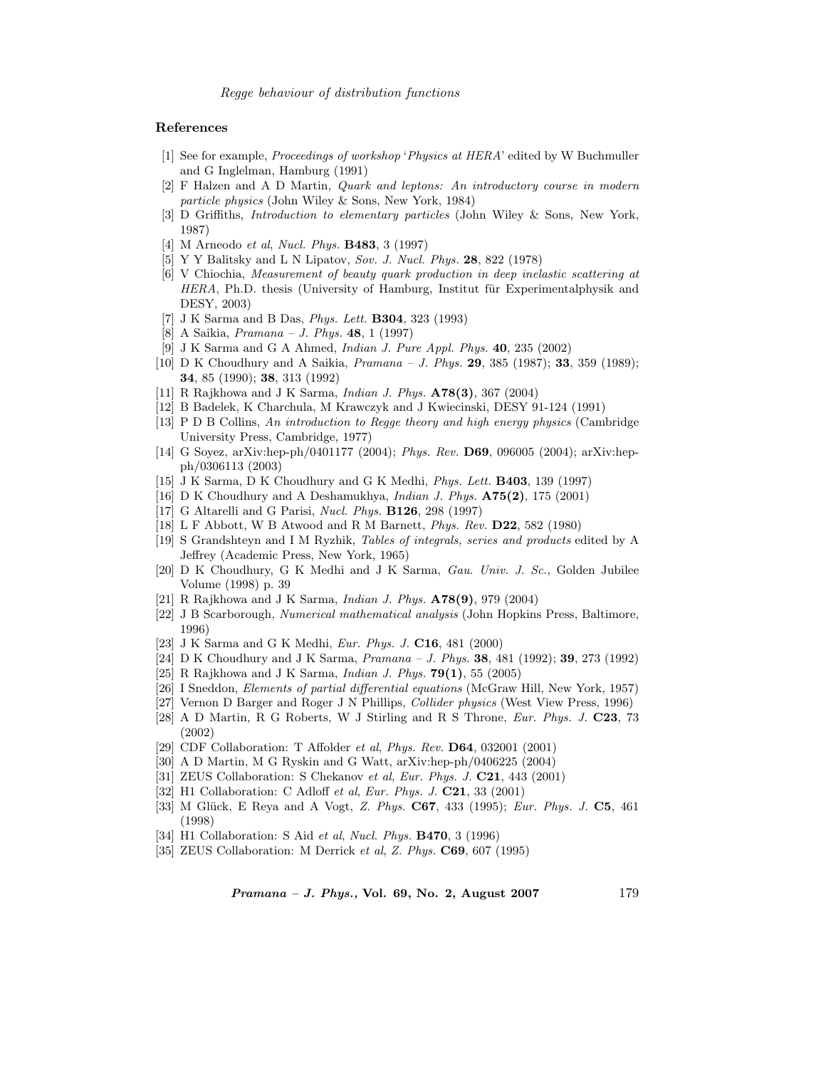## References

[1] See for example, *Proceedings of workshop* '*Physics at HERA*' edited by W Buchmuller and G Inglelman, Hamburg (1991)

[2] F Halzen and A D Martin, *Quark and leptons: An introductory course in modern particle physics* (John Wiley & Sons, New York, 1984)

[3] D Griffiths, *Introduction to elementary particles* (John Wiley & Sons, New York, 1987)

[4] M Arneodo *et al*, *Nucl. Phys.* **B483**, 3 (1997)

[5] Y Y Balitsky and L N Lipatov, *Sov. J. Nucl. Phys.* **28**, 822 (1978)

[6] V Chiochia, *Measurement of beauty quark production in deep inelastic scattering at HERA*, Ph.D. thesis (University of Hamburg, Institut für Experimentalphysik and DESY, 2003)

[7] J K Sarma and B Das, *Phys. Lett.* **B304**, 323 (1993)

[8] A Saikia, *Pramana – J. Phys.* **48**, 1 (1997)

[9] J K Sarma and G A Ahmed, *Indian J. Pure Appl. Phys.* **40**, 235 (2002)

[10] D K Choudhury and A Saikia, *Pramana – J. Phys.* **29**, 385 (1987); **33**, 359 (1989); **34**, 85 (1990); **38**, 313 (1992)

[11] R Rajkhowa and J K Sarma, *Indian J. Phys.* **A78(3)**, 367 (2004)

[12] B Badelek, K Charchula, M Krawczyk and J Kwiecinski, DESY 91-124 (1991)

[13] P D B Collins, *An introduction to Regge theory and high energy physics* (Cambridge University Press, Cambridge, 1977)

[14] G Soyez, arXiv:hep-ph/0401177 (2004); *Phys. Rev.* **D69**, 096005 (2004); arXiv:hep-ph/0306113 (2003)

[15] J K Sarma, D K Choudhury and G K Medhi, *Phys. Lett.* **B403**, 139 (1997)

[16] D K Choudhury and A Deshamukhya, *Indian J. Phys.* **A75(2)**, 175 (2001)

[17] G Altarelli and G Parisi, *Nucl. Phys.* **B126**, 298 (1997)

[18] L F Abbott, W B Atwood and R M Barnett, *Phys. Rev.* **D22**, 582 (1980)

[19] S Grandshteyn and I M Ryzhik, *Tables of integrals, series and products* edited by A Jeffrey (Academic Press, New York, 1965)

[20] D K Choudhury, G K Medhi and J K Sarma, *Gau. Univ. J. Sc.*, Golden Jubilee Volume (1998) p. 39

[21] R Rajkhowa and J K Sarma, *Indian J. Phys.* **A78(9)**, 979 (2004)

[22] J B Scarborough, *Numerical mathematical analysis* (John Hopkins Press, Baltimore, 1996)

[23] J K Sarma and G K Medhi, *Eur. Phys. J.* **C16**, 481 (2000)

[24] D K Choudhury and J K Sarma, *Pramana – J. Phys.* **38**, 481 (1992); **39**, 273 (1992)

[25] R Rajkhowa and J K Sarma, *Indian J. Phys.* **79(1)**, 55 (2005)

[26] I Sneddon, *Elements of partial differential equations* (McGraw Hill, New York, 1957)

[27] Vernon D Barger and Roger J N Phillips, *Collider physics* (West View Press, 1996)

[28] A D Martin, R G Roberts, W J Stirling and R S Throne, *Eur. Phys. J.* **C23**, 73 (2002)

[29] CDF Collaboration: T Affolder *et al*, *Phys. Rev.* **D64**, 032001 (2001)

[30] A D Martin, M G Ryskin and G Watt, arXiv:hep-ph/0406225 (2004)

[31] ZEUS Collaboration: S Chekanov *et al*, *Eur. Phys. J.* **C21**, 443 (2001)

[32] H1 Collaboration: C Adloff *et al*, *Eur. Phys. J.* **C21**, 33 (2001)

[33] M Glück, E Reya and A Vogt, *Z. Phys.* **C67**, 433 (1995); *Eur. Phys. J.* **C5**, 461 (1998)

[34] H1 Collaboration: S Aid *et al*, *Nucl. Phys.* **B470**, 3 (1996)

[35] ZEUS Collaboration: M Derrick *et al*, *Z. Phys.* **C69**, 607 (1995)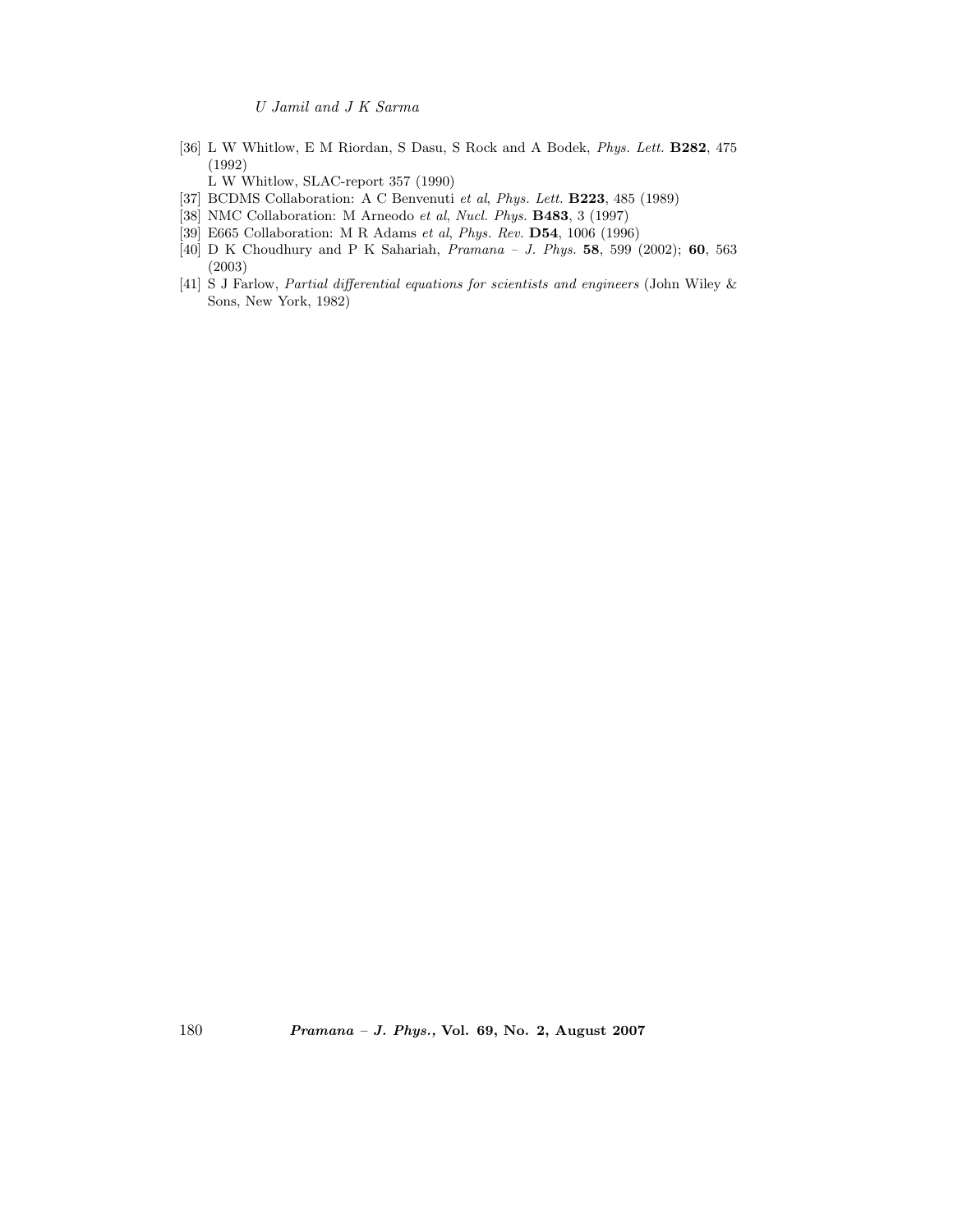[36] L W Whitlow, E M Riordan, S Dasu, S Rock and A Bodek, *Phys. Lett.* **B282**, 475 (1992)
L W Whitlow, SLAC-report 357 (1990)

[37] BCDMS Collaboration: A C Benvenuti *et al*, *Phys. Lett.* **B223**, 485 (1989)

[38] NMC Collaboration: M Arneodo *et al*, *Nucl. Phys.* **B483**, 3 (1997)

[39] E665 Collaboration: M R Adams *et al*, *Phys. Rev.* **D54**, 1006 (1996)

[40] D K Choudhury and P K Sahariah, *Pramana – J. Phys.* **58**, 599 (2002); **60**, 563 (2003)

[41] S J Farlow, *Partial differential equations for scientists and engineers* (John Wiley & Sons, New York, 1982)